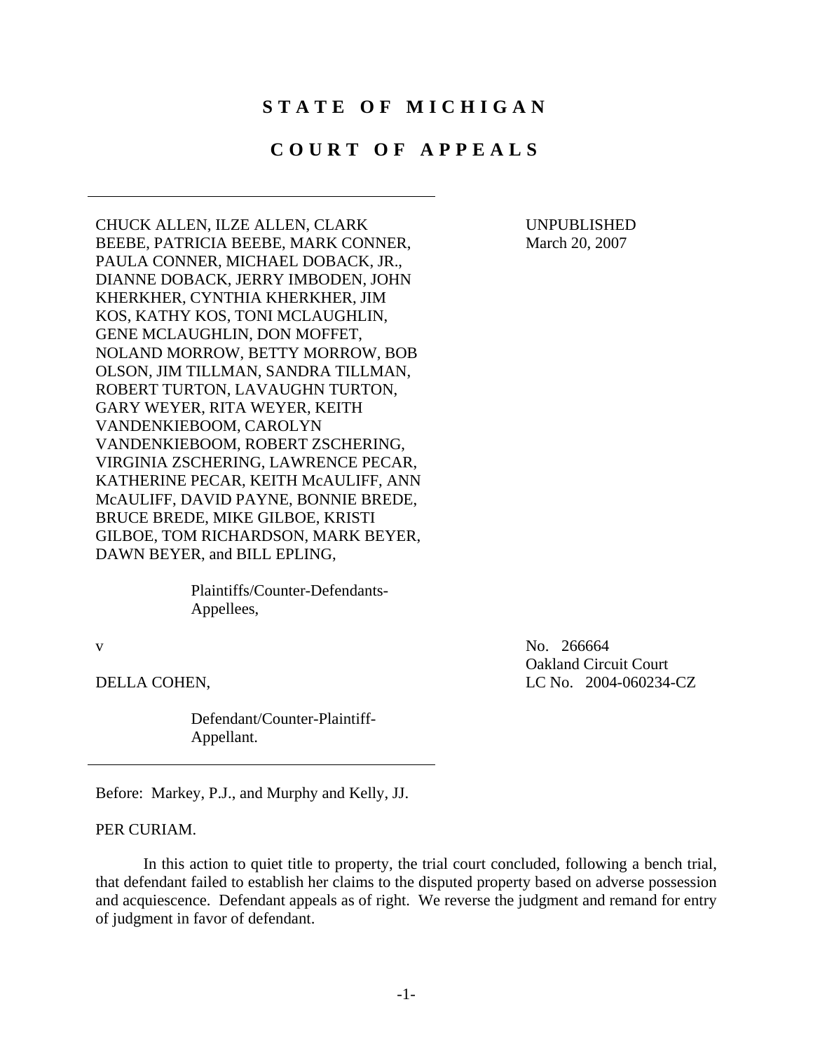# STATE OF MICHIGAN

# COURT OF APPEALS

---

CHUCK ALLEN, ILZE ALLEN, CLARK BEEBE, PATRICIA BEEBE, MARK CONNER, PAULA CONNER, MICHAEL DOBACK, JR., DIANNE DOBACK, JERRY IMBODEN, JOHN KHERKHER, CYNTHIA KHERKHER, JIM KOS, KATHY KOS, TONI MCLAUGHLIN, GENE MCLAUGHLIN, DON MOFFET, NOLAND MORROW, BETTY MORROW, BOB OLSON, JIM TILLMAN, SANDRA TILLMAN, ROBERT TURTON, LAVAUGHN TURTON, GARY WEYER, RITA WEYER, KEITH VANDENKIEBOOM, CAROLYN VANDENKIEBOOM, ROBERT ZSCHERING, VIRGINIA ZSCHERING, LAWRENCE PECAR, KATHERINE PECAR, KEITH McAULIFF, ANN McAULIFF, DAVID PAYNE, BONNIE BREDE, BRUCE BREDE, MIKE GILBOE, KRISTI GILBOE, TOM RICHARDSON, MARK BEYER, DAWN BEYER, and BILL EPLING,

UNPUBLISHED
March 20, 2007

Plaintiffs/Counter-Defendants-Appellees,

v

DELLA COHEN,

No. 266664
Oakland Circuit Court
LC No. 2004-060234-CZ

Defendant/Counter-Plaintiff-Appellant.

---

Before: Markey, P.J., and Murphy and Kelly, JJ.

PER CURIAM.

In this action to quiet title to property, the trial court concluded, following a bench trial, that defendant failed to establish her claims to the disputed property based on adverse possession and acquiescence. Defendant appeals as of right. We reverse the judgment and remand for entry of judgment in favor of defendant.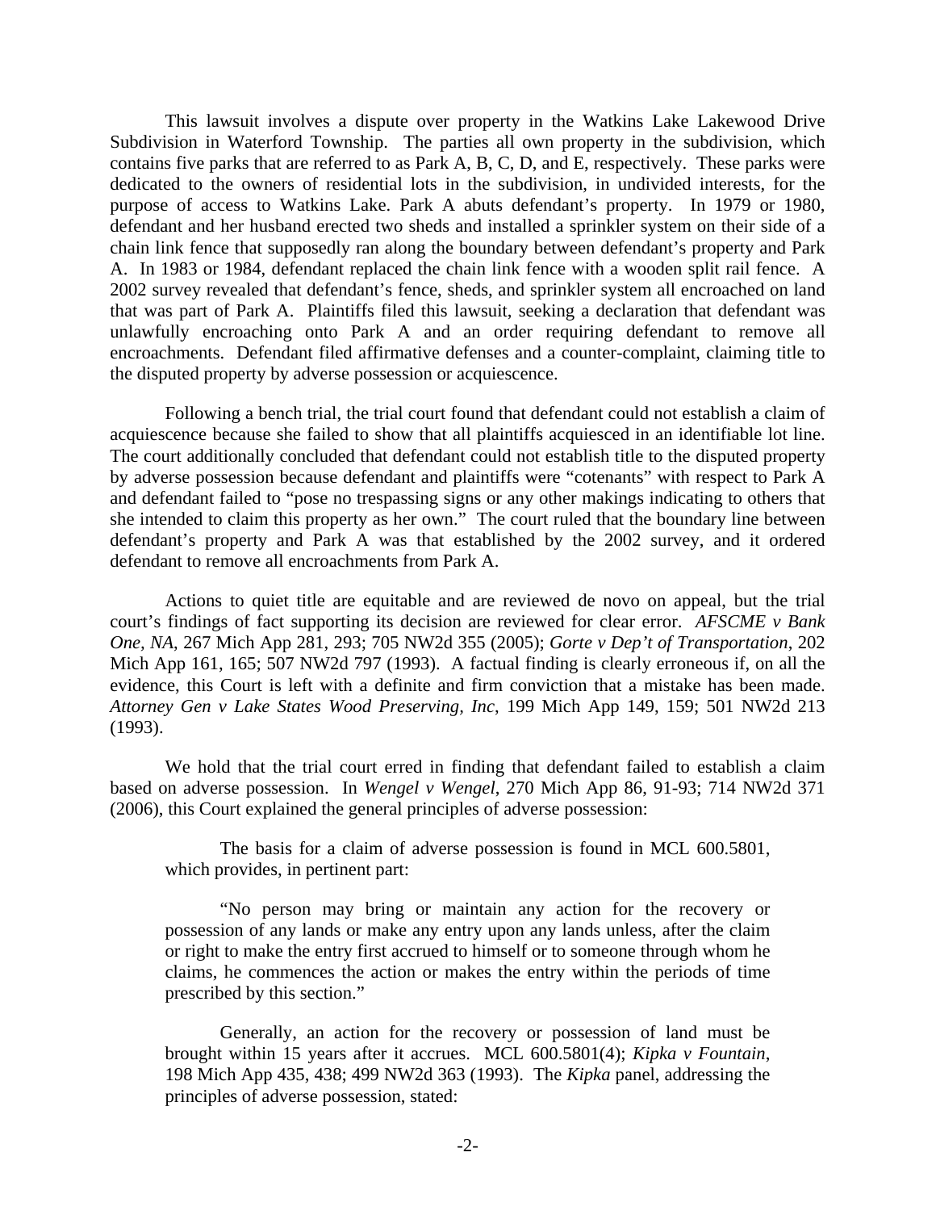This lawsuit involves a dispute over property in the Watkins Lake Lakewood Drive Subdivision in Waterford Township. The parties all own property in the subdivision, which contains five parks that are referred to as Park A, B, C, D, and E, respectively. These parks were dedicated to the owners of residential lots in the subdivision, in undivided interests, for the purpose of access to Watkins Lake. Park A abuts defendant's property. In 1979 or 1980, defendant and her husband erected two sheds and installed a sprinkler system on their side of a chain link fence that supposedly ran along the boundary between defendant's property and Park A. In 1983 or 1984, defendant replaced the chain link fence with a wooden split rail fence. A 2002 survey revealed that defendant's fence, sheds, and sprinkler system all encroached on land that was part of Park A. Plaintiffs filed this lawsuit, seeking a declaration that defendant was unlawfully encroaching onto Park A and an order requiring defendant to remove all encroachments. Defendant filed affirmative defenses and a counter-complaint, claiming title to the disputed property by adverse possession or acquiescence.

Following a bench trial, the trial court found that defendant could not establish a claim of acquiescence because she failed to show that all plaintiffs acquiesced in an identifiable lot line. The court additionally concluded that defendant could not establish title to the disputed property by adverse possession because defendant and plaintiffs were "cotenants" with respect to Park A and defendant failed to "pose no trespassing signs or any other makings indicating to others that she intended to claim this property as her own." The court ruled that the boundary line between defendant's property and Park A was that established by the 2002 survey, and it ordered defendant to remove all encroachments from Park A.

Actions to quiet title are equitable and are reviewed de novo on appeal, but the trial court's findings of fact supporting its decision are reviewed for clear error. *AFSCME v Bank One, NA*, 267 Mich App 281, 293; 705 NW2d 355 (2005); *Gorte v Dep't of Transportation*, 202 Mich App 161, 165; 507 NW2d 797 (1993). A factual finding is clearly erroneous if, on all the evidence, this Court is left with a definite and firm conviction that a mistake has been made. *Attorney Gen v Lake States Wood Preserving, Inc*, 199 Mich App 149, 159; 501 NW2d 213 (1993).

We hold that the trial court erred in finding that defendant failed to establish a claim based on adverse possession. In *Wengel v Wengel*, 270 Mich App 86, 91-93; 714 NW2d 371 (2006), this Court explained the general principles of adverse possession:

> The basis for a claim of adverse possession is found in MCL 600.5801, which provides, in pertinent part:
>
> "No person may bring or maintain any action for the recovery or possession of any lands or make any entry upon any lands unless, after the claim or right to make the entry first accrued to himself or to someone through whom he claims, he commences the action or makes the entry within the periods of time prescribed by this section."
>
> Generally, an action for the recovery or possession of land must be brought within 15 years after it accrues. MCL 600.5801(4); *Kipka v Fountain*, 198 Mich App 435, 438; 499 NW2d 363 (1993). The *Kipka* panel, addressing the principles of adverse possession, stated: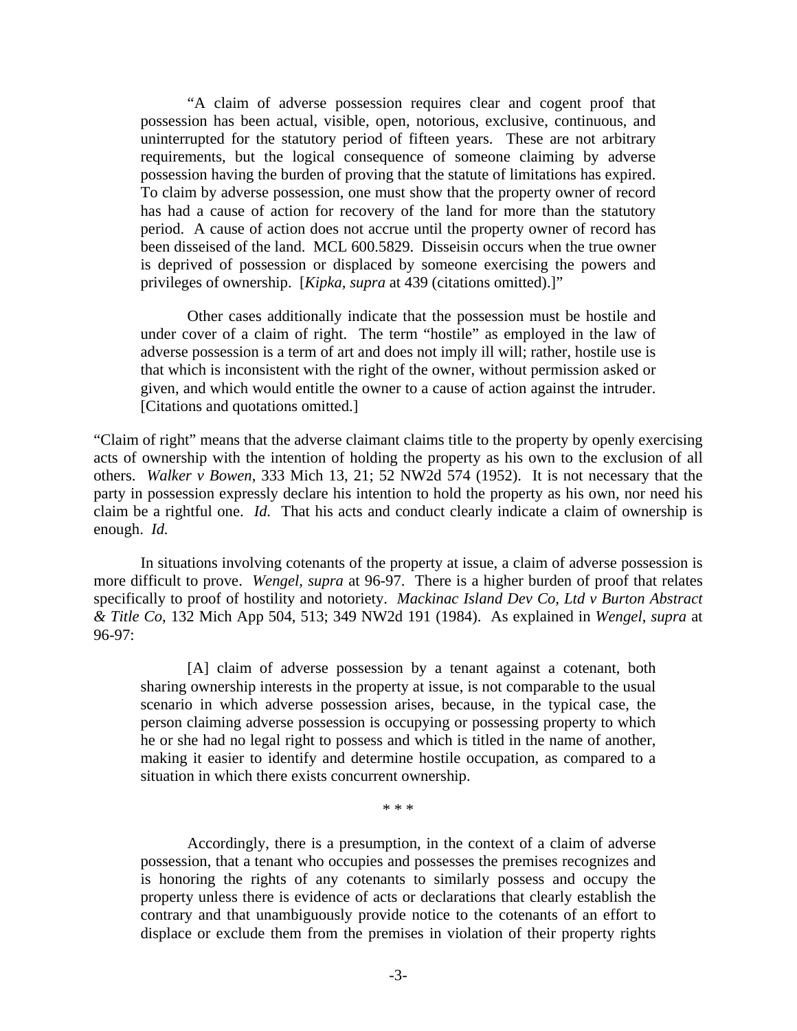> "A claim of adverse possession requires clear and cogent proof that possession has been actual, visible, open, notorious, exclusive, continuous, and uninterrupted for the statutory period of fifteen years. These are not arbitrary requirements, but the logical consequence of someone claiming by adverse possession having the burden of proving that the statute of limitations has expired. To claim by adverse possession, one must show that the property owner of record has had a cause of action for recovery of the land for more than the statutory period. A cause of action does not accrue until the property owner of record has been disseised of the land. MCL 600.5829. Disseisin occurs when the true owner is deprived of possession or displaced by someone exercising the powers and privileges of ownership. [*Kipka, supra* at 439 (citations omitted).]"
>
> Other cases additionally indicate that the possession must be hostile and under cover of a claim of right. The term "hostile" as employed in the law of adverse possession is a term of art and does not imply ill will; rather, hostile use is that which is inconsistent with the right of the owner, without permission asked or given, and which would entitle the owner to a cause of action against the intruder. [Citations and quotations omitted.]

"Claim of right" means that the adverse claimant claims title to the property by openly exercising acts of ownership with the intention of holding the property as his own to the exclusion of all others. *Walker v Bowen*, 333 Mich 13, 21; 52 NW2d 574 (1952). It is not necessary that the party in possession expressly declare his intention to hold the property as his own, nor need his claim be a rightful one. *Id.* That his acts and conduct clearly indicate a claim of ownership is enough. *Id.*

In situations involving cotenants of the property at issue, a claim of adverse possession is more difficult to prove. *Wengel, supra* at 96-97. There is a higher burden of proof that relates specifically to proof of hostility and notoriety. *Mackinac Island Dev Co, Ltd v Burton Abstract & Title Co*, 132 Mich App 504, 513; 349 NW2d 191 (1984). As explained in *Wengel, supra* at 96-97:

> [A] claim of adverse possession by a tenant against a cotenant, both sharing ownership interests in the property at issue, is not comparable to the usual scenario in which adverse possession arises, because, in the typical case, the person claiming adverse possession is occupying or possessing property to which he or she had no legal right to possess and which is titled in the name of another, making it easier to identify and determine hostile occupation, as compared to a situation in which there exists concurrent ownership.
>
> \* \* \*
>
> Accordingly, there is a presumption, in the context of a claim of adverse possession, that a tenant who occupies and possesses the premises recognizes and is honoring the rights of any cotenants to similarly possess and occupy the property unless there is evidence of acts or declarations that clearly establish the contrary and that unambiguously provide notice to the cotenants of an effort to displace or exclude them from the premises in violation of their property rights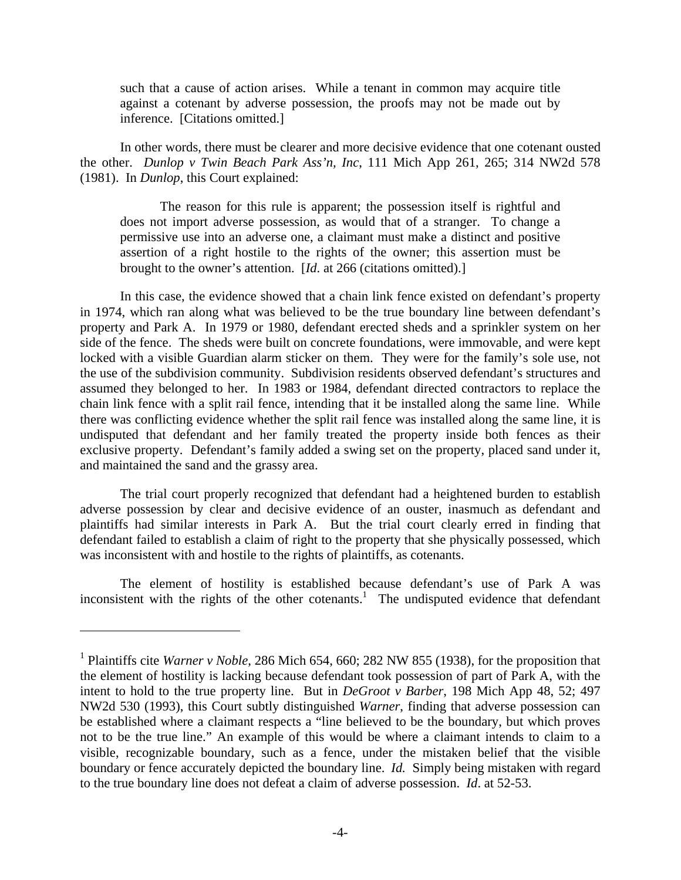> such that a cause of action arises. While a tenant in common may acquire title against a cotenant by adverse possession, the proofs may not be made out by inference. [Citations omitted.]

In other words, there must be clearer and more decisive evidence that one cotenant ousted the other. *Dunlop v Twin Beach Park Ass'n, Inc*, 111 Mich App 261, 265; 314 NW2d 578 (1981). In *Dunlop*, this Court explained:

> The reason for this rule is apparent; the possession itself is rightful and does not import adverse possession, as would that of a stranger. To change a permissive use into an adverse one, a claimant must make a distinct and positive assertion of a right hostile to the rights of the owner; this assertion must be brought to the owner's attention. [*Id*. at 266 (citations omitted).]

In this case, the evidence showed that a chain link fence existed on defendant's property in 1974, which ran along what was believed to be the true boundary line between defendant's property and Park A. In 1979 or 1980, defendant erected sheds and a sprinkler system on her side of the fence. The sheds were built on concrete foundations, were immovable, and were kept locked with a visible Guardian alarm sticker on them. They were for the family's sole use, not the use of the subdivision community. Subdivision residents observed defendant's structures and assumed they belonged to her. In 1983 or 1984, defendant directed contractors to replace the chain link fence with a split rail fence, intending that it be installed along the same line. While there was conflicting evidence whether the split rail fence was installed along the same line, it is undisputed that defendant and her family treated the property inside both fences as their exclusive property. Defendant's family added a swing set on the property, placed sand under it, and maintained the sand and the grassy area.

The trial court properly recognized that defendant had a heightened burden to establish adverse possession by clear and decisive evidence of an ouster, inasmuch as defendant and plaintiffs had similar interests in Park A. But the trial court clearly erred in finding that defendant failed to establish a claim of right to the property that she physically possessed, which was inconsistent with and hostile to the rights of plaintiffs, as cotenants.

The element of hostility is established because defendant's use of Park A was inconsistent with the rights of the other cotenants.[1] The undisputed evidence that defendant

---

[1] Plaintiffs cite *Warner v Noble*, 286 Mich 654, 660; 282 NW 855 (1938), for the proposition that the element of hostility is lacking because defendant took possession of part of Park A, with the intent to hold to the true property line. But in *DeGroot v Barber*, 198 Mich App 48, 52; 497 NW2d 530 (1993), this Court subtly distinguished *Warner*, finding that adverse possession can be established where a claimant respects a "line believed to be the boundary, but which proves not to be the true line." An example of this would be where a claimant intends to claim to a visible, recognizable boundary, such as a fence, under the mistaken belief that the visible boundary or fence accurately depicted the boundary line. *Id.* Simply being mistaken with regard to the true boundary line does not defeat a claim of adverse possession. *Id*. at 52-53.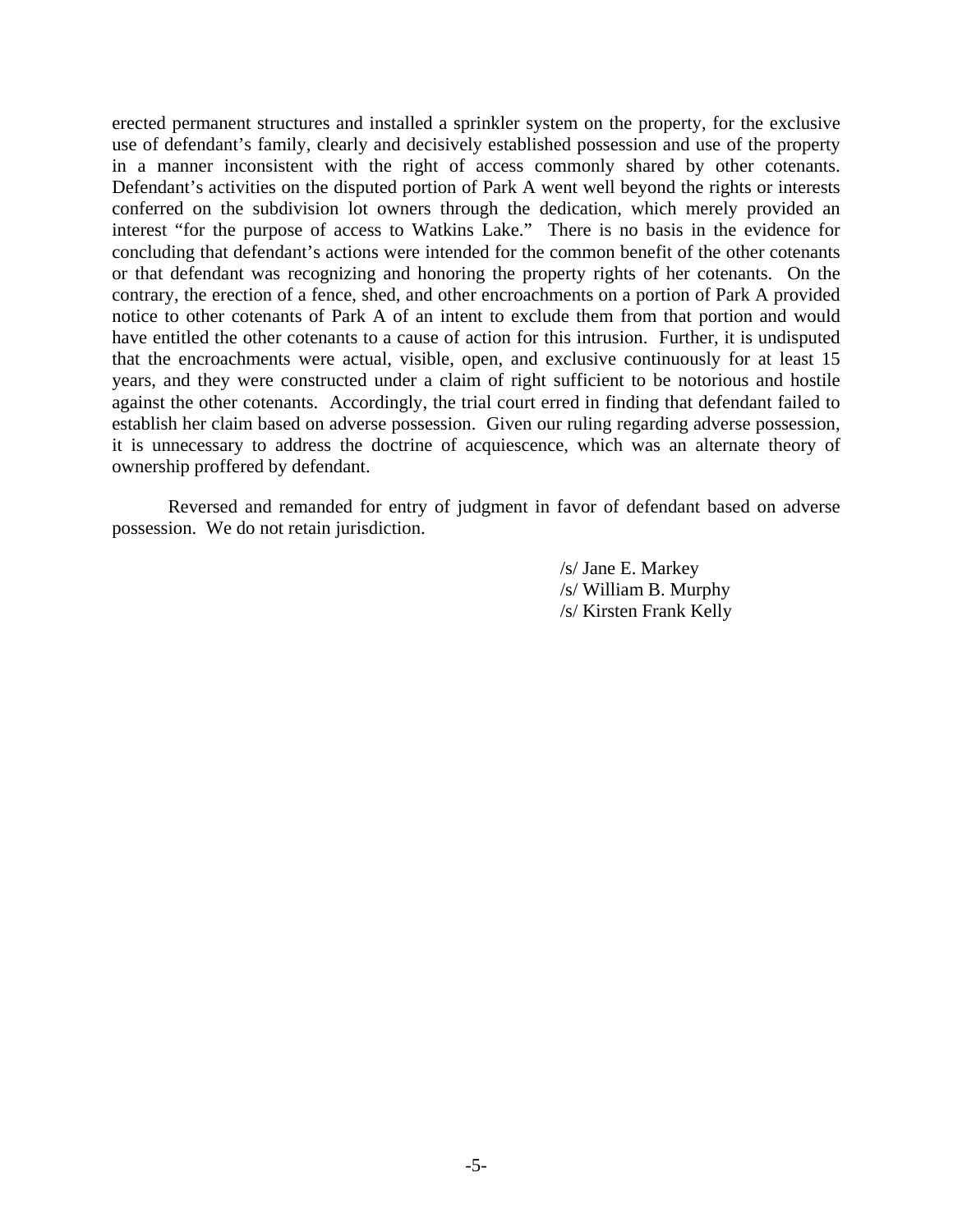erected permanent structures and installed a sprinkler system on the property, for the exclusive use of defendant's family, clearly and decisively established possession and use of the property in a manner inconsistent with the right of access commonly shared by other cotenants. Defendant's activities on the disputed portion of Park A went well beyond the rights or interests conferred on the subdivision lot owners through the dedication, which merely provided an interest "for the purpose of access to Watkins Lake." There is no basis in the evidence for concluding that defendant's actions were intended for the common benefit of the other cotenants or that defendant was recognizing and honoring the property rights of her cotenants. On the contrary, the erection of a fence, shed, and other encroachments on a portion of Park A provided notice to other cotenants of Park A of an intent to exclude them from that portion and would have entitled the other cotenants to a cause of action for this intrusion. Further, it is undisputed that the encroachments were actual, visible, open, and exclusive continuously for at least 15 years, and they were constructed under a claim of right sufficient to be notorious and hostile against the other cotenants. Accordingly, the trial court erred in finding that defendant failed to establish her claim based on adverse possession. Given our ruling regarding adverse possession, it is unnecessary to address the doctrine of acquiescence, which was an alternate theory of ownership proffered by defendant.

Reversed and remanded for entry of judgment in favor of defendant based on adverse possession. We do not retain jurisdiction.

/s/ Jane E. Markey
/s/ William B. Murphy
/s/ Kirsten Frank Kelly